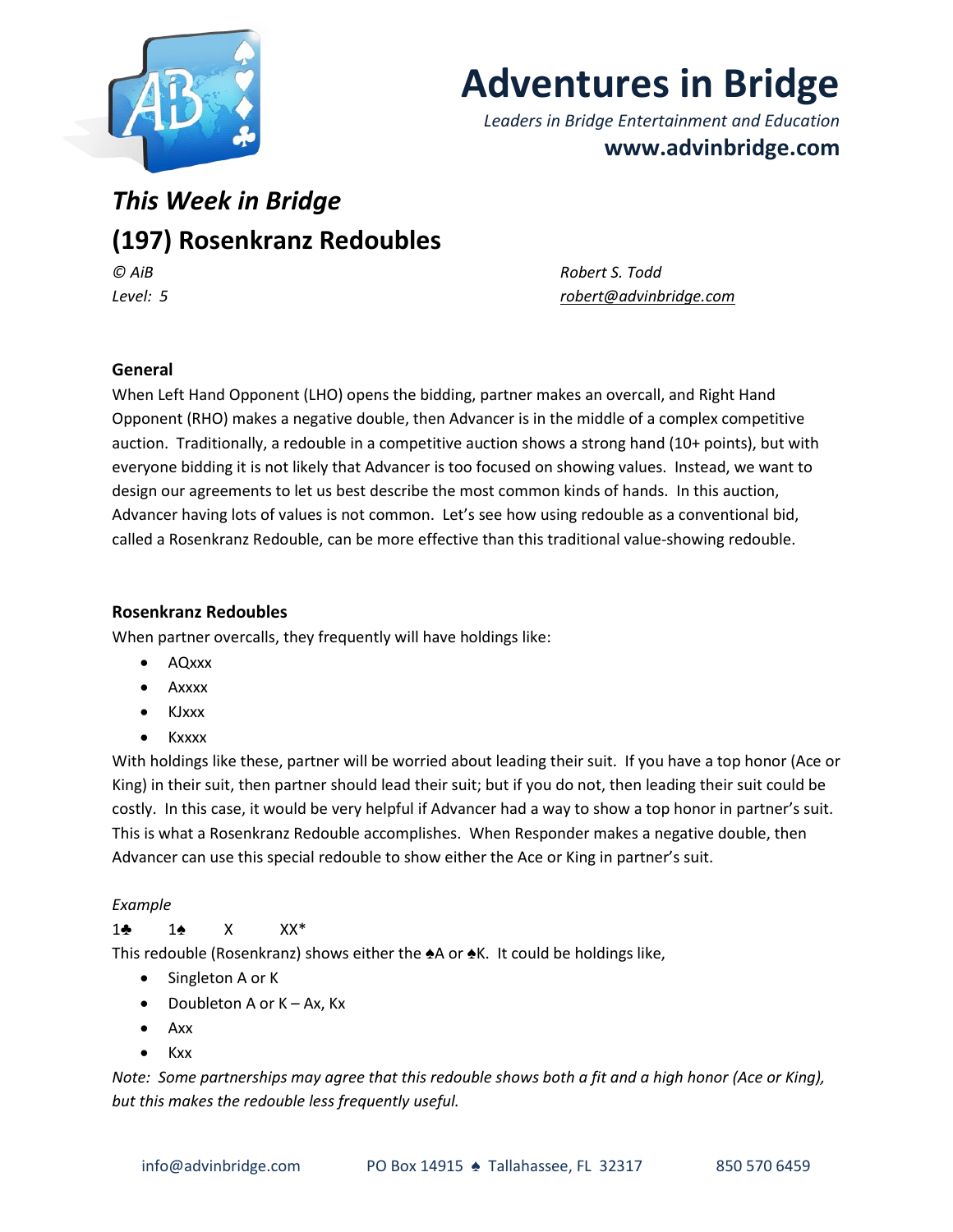# Adventures in Bridge

*Leaders in Bridge Entertainment and Education*

**www.advinbridge.com**

## *This Week in Bridge*

## (197) Rosenkranz Redoubles

*© AiB* *Robert S. Todd*

*Level: 5* *robert@advinbridge.com*

### General

When Left Hand Opponent (LHO) opens the bidding, partner makes an overcall, and Right Hand Opponent (RHO) makes a negative double, then Advancer is in the middle of a complex competitive auction. Traditionally, a redouble in a competitive auction shows a strong hand (10+ points), but with everyone bidding it is not likely that Advancer is too focused on showing values. Instead, we want to design our agreements to let us best describe the most common kinds of hands. In this auction, Advancer having lots of values is not common. Let's see how using redouble as a conventional bid, called a Rosenkranz Redouble, can be more effective than this traditional value-showing redouble.

### Rosenkranz Redoubles

When partner overcalls, they frequently will have holdings like:

- AQxxx
- Axxxx
- KJxxx
- Kxxxx

With holdings like these, partner will be worried about leading their suit. If you have a top honor (Ace or King) in their suit, then partner should lead their suit; but if you do not, then leading their suit could be costly. In this case, it would be very helpful if Advancer had a way to show a top honor in partner's suit. This is what a Rosenkranz Redouble accomplishes. When Responder makes a negative double, then Advancer can use this special redouble to show either the Ace or King in partner's suit.

*Example*

1♣ 1♠ X XX*

This redouble (Rosenkranz) shows either the ♠A or ♠K. It could be holdings like,

- Singleton A or K
- Doubleton A or K – Ax, Kx
- Axx
- Kxx

*Note: Some partnerships may agree that this redouble shows both a fit and a high honor (Ace or King), but this makes the redouble less frequently useful.*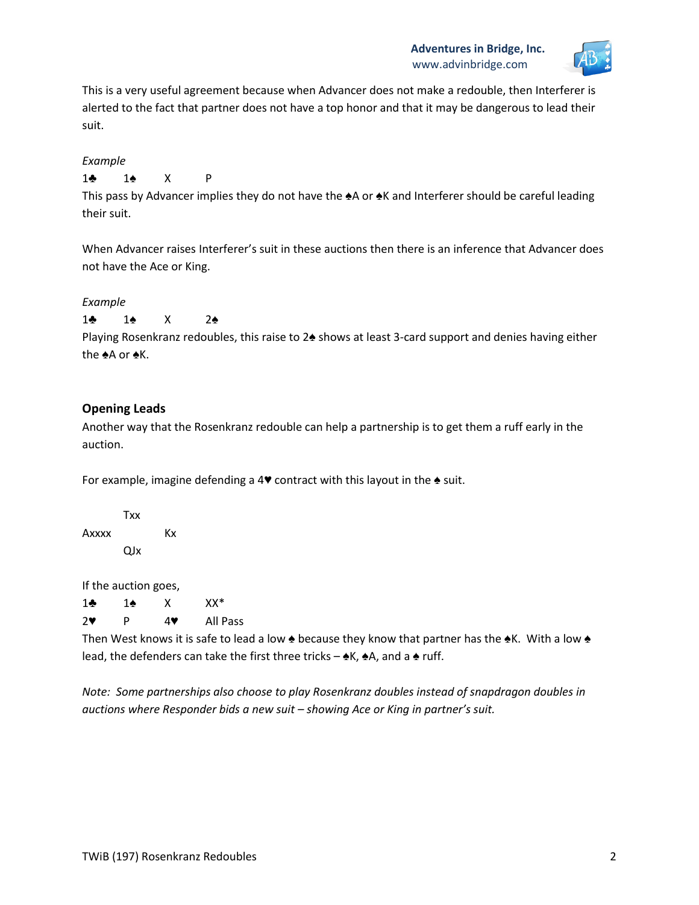This is a very useful agreement because when Advancer does not make a redouble, then Interferer is alerted to the fact that partner does not have a top honor and that it may be dangerous to lead their suit.

*Example*

1♣ 1♠ X P

This pass by Advancer implies they do not have the ♠A or ♠K and Interferer should be careful leading their suit.

When Advancer raises Interferer's suit in these auctions then there is an inference that Advancer does not have the Ace or King.

*Example*

1♣ 1♠ X 2♠

Playing Rosenkranz redoubles, this raise to 2♠ shows at least 3-card support and denies having either the ♠A or ♠K.

## Opening Leads

Another way that the Rosenkranz redouble can help a partnership is to get them a ruff early in the auction.

For example, imagine defending a 4♥ contract with this layout in the ♠ suit.

```
        Txx
Axxxx          Kx
        QJx
```

If the auction goes,

1♣ 1♠ X XX*

2♥ P 4♥ All Pass

Then West knows it is safe to lead a low ♠ because they know that partner has the ♠K. With a low ♠ lead, the defenders can take the first three tricks – ♠K, ♠A, and a ♠ ruff.

*Note: Some partnerships also choose to play Rosenkranz doubles instead of snapdragon doubles in auctions where Responder bids a new suit – showing Ace or King in partner's suit.*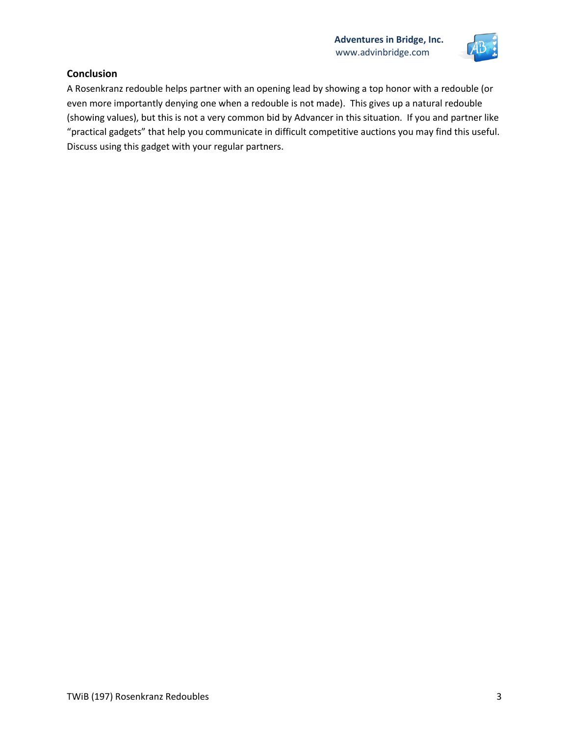## Conclusion

A Rosenkranz redouble helps partner with an opening lead by showing a top honor with a redouble (or even more importantly denying one when a redouble is not made). This gives up a natural redouble (showing values), but this is not a very common bid by Advancer in this situation. If you and partner like “practical gadgets” that help you communicate in difficult competitive auctions you may find this useful. Discuss using this gadget with your regular partners.